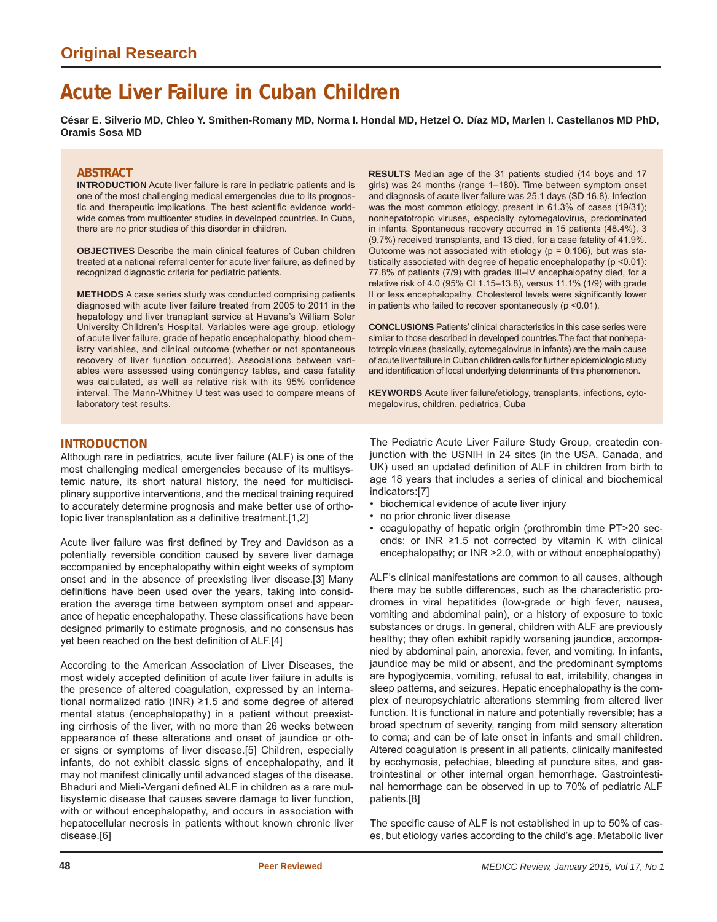Original Research

# Acute Liver Failure in Cuban Children

**César E. Silverio MD, Chleo Y. Smithen-Romany MD, Norma I. Hondal MD, Hetzel O. Díaz MD, Marlen I. Castellanos MD PhD, Oramis Sosa MD**

## ABSTRACT

**INTRODUCTION** Acute liver failure is rare in pediatric patients and is one of the most challenging medical emergencies due to its prognostic and therapeutic implications. The best scientific evidence worldwide comes from multicenter studies in developed countries. In Cuba, there are no prior studies of this disorder in children.

**OBJECTIVES** Describe the main clinical features of Cuban children treated at a national referral center for acute liver failure, as defined by recognized diagnostic criteria for pediatric patients.

**METHODS** A case series study was conducted comprising patients diagnosed with acute liver failure treated from 2005 to 2011 in the hepatology and liver transplant service at Havana's William Soler University Children's Hospital. Variables were age group, etiology of acute liver failure, grade of hepatic encephalopathy, blood chemistry variables, and clinical outcome (whether or not spontaneous recovery of liver function occurred). Associations between variables were assessed using contingency tables, and case fatality was calculated, as well as relative risk with its 95% confidence interval. The Mann-Whitney U test was used to compare means of laboratory test results.

**RESULTS** Median age of the 31 patients studied (14 boys and 17 girls) was 24 months (range 1–180). Time between symptom onset and diagnosis of acute liver failure was 25.1 days (SD 16.8). Infection was the most common etiology, present in 61.3% of cases (19/31); nonhepatotropic viruses, especially cytomegalovirus, predominated in infants. Spontaneous recovery occurred in 15 patients (48.4%), 3 (9.7%) received transplants, and 13 died, for a case fatality of 41.9%. Outcome was not associated with etiology ($p = 0.106$), but was statistically associated with degree of hepatic encephalopathy ($p < 0.01$): 77.8% of patients (7/9) with grades III–IV encephalopathy died, for a relative risk of 4.0 (95% CI 1.15–13.8), versus 11.1% (1/9) with grade II or less encephalopathy. Cholesterol levels were significantly lower in patients who failed to recover spontaneously ($p < 0.01$).

**CONCLUSIONS** Patients' clinical characteristics in this case series were similar to those described in developed countries.The fact that nonhepatotropic viruses (basically, cytomegalovirus in infants) are the main cause of acute liver failure in Cuban children calls for further epidemiologic study and identification of local underlying determinants of this phenomenon.

**KEYWORDS** Acute liver failure/etiology, transplants, infections, cytomegalovirus, children, pediatrics, Cuba

## INTRODUCTION

Although rare in pediatrics, acute liver failure (ALF) is one of the most challenging medical emergencies because of its multisystemic nature, its short natural history, the need for multidisciplinary supportive interventions, and the medical training required to accurately determine prognosis and make better use of orthotopic liver transplantation as a definitive treatment.[1,2]

Acute liver failure was first defined by Trey and Davidson as a potentially reversible condition caused by severe liver damage accompanied by encephalopathy within eight weeks of symptom onset and in the absence of preexisting liver disease.[3] Many definitions have been used over the years, taking into consideration the average time between symptom onset and appearance of hepatic encephalopathy. These classifications have been designed primarily to estimate prognosis, and no consensus has yet been reached on the best definition of ALF.[4]

According to the American Association of Liver Diseases, the most widely accepted definition of acute liver failure in adults is the presence of altered coagulation, expressed by an international normalized ratio (INR) ≥1.5 and some degree of altered mental status (encephalopathy) in a patient without preexisting cirrhosis of the liver, with no more than 26 weeks between appearance of these alterations and onset of jaundice or other signs or symptoms of liver disease.[5] Children, especially infants, do not exhibit classic signs of encephalopathy, and it may not manifest clinically until advanced stages of the disease. Bhaduri and Mieli-Vergani defined ALF in children as a rare multisystemic disease that causes severe damage to liver function, with or without encephalopathy, and occurs in association with hepatocellular necrosis in patients without known chronic liver disease.[6]

The Pediatric Acute Liver Failure Study Group, createdin conjunction with the USNIH in 24 sites (in the USA, Canada, and UK) used an updated definition of ALF in children from birth to age 18 years that includes a series of clinical and biochemical indicators:[7]

- biochemical evidence of acute liver injury
- no prior chronic liver disease
- coagulopathy of hepatic origin (prothrombin time PT>20 seconds; or INR ≥1.5 not corrected by vitamin K with clinical encephalopathy; or INR >2.0, with or without encephalopathy)

ALF's clinical manifestations are common to all causes, although there may be subtle differences, such as the characteristic prodromes in viral hepatitides (low-grade or high fever, nausea, vomiting and abdominal pain), or a history of exposure to toxic substances or drugs. In general, children with ALF are previously healthy; they often exhibit rapidly worsening jaundice, accompanied by abdominal pain, anorexia, fever, and vomiting. In infants, jaundice may be mild or absent, and the predominant symptoms are hypoglycemia, vomiting, refusal to eat, irritability, changes in sleep patterns, and seizures. Hepatic encephalopathy is the complex of neuropsychiatric alterations stemming from altered liver function. It is functional in nature and potentially reversible; has a broad spectrum of severity, ranging from mild sensory alteration to coma; and can be of late onset in infants and small children. Altered coagulation is present in all patients, clinically manifested by ecchymosis, petechiae, bleeding at puncture sites, and gastrointestinal or other internal organ hemorrhage. Gastrointestinal hemorrhage can be observed in up to 70% of pediatric ALF patients.[8]

The specific cause of ALF is not established in up to 50% of cases, but etiology varies according to the child's age. Metabolic liver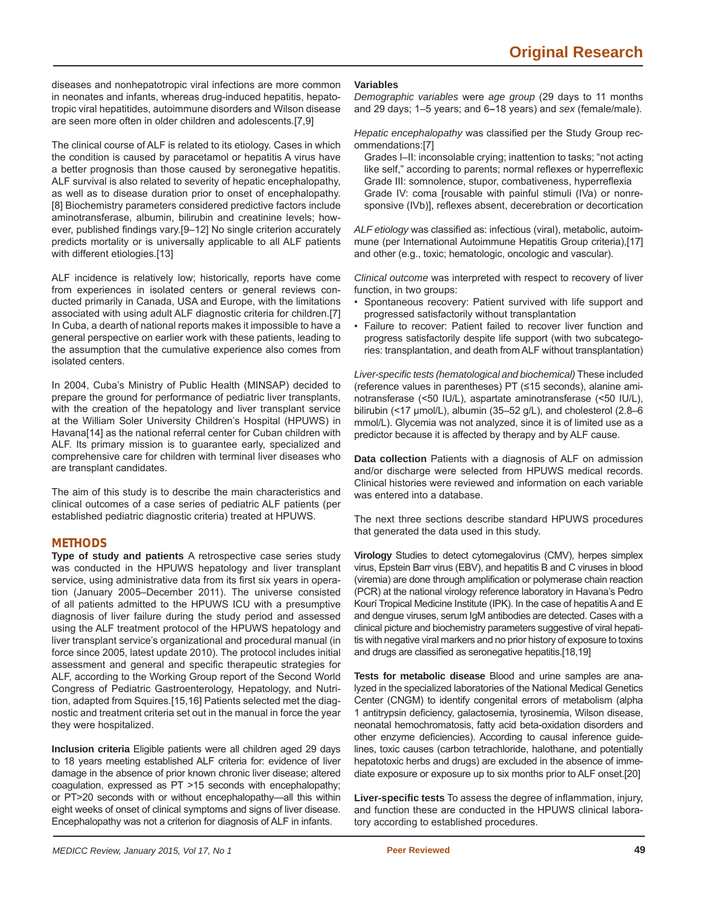diseases and nonhepatotropic viral infections are more common in neonates and infants, whereas drug-induced hepatitis, hepatotropic viral hepatitides, autoimmune disorders and Wilson disease are seen more often in older children and adolescents.[7,9]

The clinical course of ALF is related to its etiology. Cases in which the condition is caused by paracetamol or hepatitis A virus have a better prognosis than those caused by seronegative hepatitis. ALF survival is also related to severity of hepatic encephalopathy, as well as to disease duration prior to onset of encephalopathy.[8] Biochemistry parameters considered predictive factors include aminotransferase, albumin, bilirubin and creatinine levels; however, published findings vary.[9–12] No single criterion accurately predicts mortality or is universally applicable to all ALF patients with different etiologies.[13]

ALF incidence is relatively low; historically, reports have come from experiences in isolated centers or general reviews conducted primarily in Canada, USA and Europe, with the limitations associated with using adult ALF diagnostic criteria for children.[7] In Cuba, a dearth of national reports makes it impossible to have a general perspective on earlier work with these patients, leading to the assumption that the cumulative experience also comes from isolated centers.

In 2004, Cuba's Ministry of Public Health (MINSAP) decided to prepare the ground for performance of pediatric liver transplants, with the creation of the hepatology and liver transplant service at the William Soler University Children's Hospital (HPUWS) in Havana[14] as the national referral center for Cuban children with ALF. Its primary mission is to guarantee early, specialized and comprehensive care for children with terminal liver diseases who are transplant candidates.

The aim of this study is to describe the main characteristics and clinical outcomes of a case series of pediatric ALF patients (per established pediatric diagnostic criteria) treated at HPUWS.

## METHODS

**Type of study and patients** A retrospective case series study was conducted in the HPUWS hepatology and liver transplant service, using administrative data from its first six years in operation (January 2005–December 2011). The universe consisted of all patients admitted to the HPUWS ICU with a presumptive diagnosis of liver failure during the study period and assessed using the ALF treatment protocol of the HPUWS hepatology and liver transplant service's organizational and procedural manual (in force since 2005, latest update 2010). The protocol includes initial assessment and general and specific therapeutic strategies for ALF, according to the Working Group report of the Second World Congress of Pediatric Gastroenterology, Hepatology, and Nutrition, adapted from Squires.[15,16] Patients selected met the diagnostic and treatment criteria set out in the manual in force the year they were hospitalized.

**Inclusion criteria** Eligible patients were all children aged 29 days to 18 years meeting established ALF criteria for: evidence of liver damage in the absence of prior known chronic liver disease; altered coagulation, expressed as PT >15 seconds with encephalopathy; or PT>20 seconds with or without encephalopathy—all this within eight weeks of onset of clinical symptoms and signs of liver disease. Encephalopathy was not a criterion for diagnosis of ALF in infants.

**Variables**

*Demographic variables* were *age group* (29 days to 11 months and 29 days; 1–5 years; and 6–18 years) and *sex* (female/male).

*Hepatic encephalopathy* was classified per the Study Group recommendations:[7]

Grades I–II: inconsolable crying; inattention to tasks; "not acting like self," according to parents; normal reflexes or hyperreflexic
Grade III: somnolence, stupor, combativeness, hyperreflexia
Grade IV: coma [rousable with painful stimuli (IVa) or nonresponsive (IVb)], reflexes absent, decerebration or decortication

*ALF etiology* was classified as: infectious (viral), metabolic, autoimmune (per International Autoimmune Hepatitis Group criteria),[17] and other (e.g., toxic; hematologic, oncologic and vascular).

*Clinical outcome* was interpreted with respect to recovery of liver function, in two groups:

- Spontaneous recovery: Patient survived with life support and progressed satisfactorily without transplantation
- Failure to recover: Patient failed to recover liver function and progress satisfactorily despite life support (with two subcategories: transplantation, and death from ALF without transplantation)

*Liver-specific tests (hematological and biochemical)* These included (reference values in parentheses) PT (≤15 seconds), alanine aminotransferase (<50 IU/L), aspartate aminotransferase (<50 IU/L), bilirubin (<17 μmol/L), albumin (35–52 g/L), and cholesterol (2.8–6 mmol/L). Glycemia was not analyzed, since it is of limited use as a predictor because it is affected by therapy and by ALF cause.

**Data collection** Patients with a diagnosis of ALF on admission and/or discharge were selected from HPUWS medical records. Clinical histories were reviewed and information on each variable was entered into a database.

The next three sections describe standard HPUWS procedures that generated the data used in this study.

**Virology** Studies to detect cytomegalovirus (CMV), herpes simplex virus, Epstein Barr virus (EBV), and hepatitis B and C viruses in blood (viremia) are done through amplification or polymerase chain reaction (PCR) at the national virology reference laboratory in Havana's Pedro Kourí Tropical Medicine Institute (IPK). In the case of hepatitis A and E and dengue viruses, serum IgM antibodies are detected. Cases with a clinical picture and biochemistry parameters suggestive of viral hepatitis with negative viral markers and no prior history of exposure to toxins and drugs are classified as seronegative hepatitis.[18,19]

**Tests for metabolic disease** Blood and urine samples are analyzed in the specialized laboratories of the National Medical Genetics Center (CNGM) to identify congenital errors of metabolism (alpha 1 antitrypsin deficiency, galactosemia, tyrosinemia, Wilson disease, neonatal hemochromatosis, fatty acid beta-oxidation disorders and other enzyme deficiencies). According to causal inference guidelines, toxic causes (carbon tetrachloride, halothane, and potentially hepatotoxic herbs and drugs) are excluded in the absence of immediate exposure or exposure up to six months prior to ALF onset.[20]

**Liver-specific tests** To assess the degree of inflammation, injury, and function these are conducted in the HPUWS clinical laboratory according to established procedures.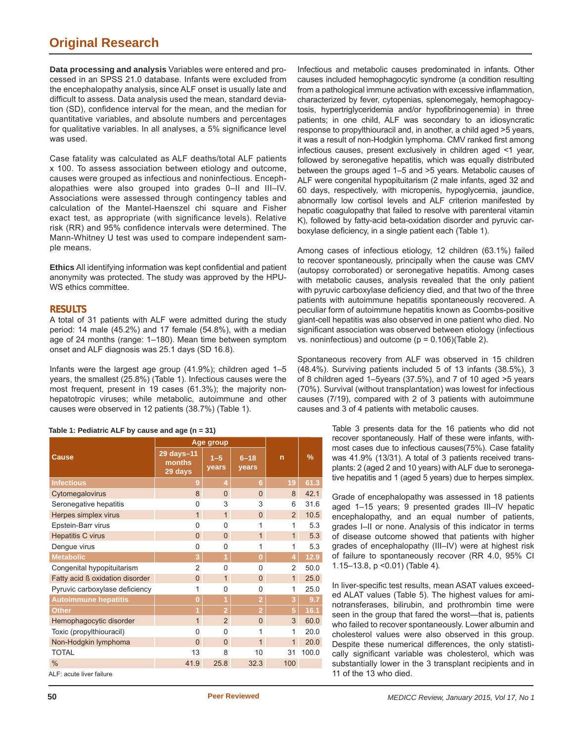**Data processing and analysis** Variables were entered and processed in an SPSS 21.0 database. Infants were excluded from the encephalopathy analysis, since ALF onset is usually late and difficult to assess. Data analysis used the mean, standard deviation (SD), confidence interval for the mean, and the median for quantitative variables, and absolute numbers and percentages for qualitative variables. In all analyses, a 5% significance level was used.

Case fatality was calculated as ALF deaths/total ALF patients x 100. To assess association between etiology and outcome, causes were grouped as infectious and noninfectious. Encephalopathies were also grouped into grades 0–II and III–IV. Associations were assessed through contingency tables and calculation of the Mantel-Haenszel chi square and Fisher exact test, as appropriate (with significance levels). Relative risk (RR) and 95% confidence intervals were determined. The Mann-Whitney U test was used to compare independent sample means.

**Ethics** All identifying information was kept confidential and patient anonymity was protected. The study was approved by the HPU-WS ethics committee.

## RESULTS

A total of 31 patients with ALF were admitted during the study period: 14 male (45.2%) and 17 female (54.8%), with a median age of 24 months (range: 1–180). Mean time between symptom onset and ALF diagnosis was 25.1 days (SD 16.8).

Infants were the largest age group (41.9%); children aged 1–5 years, the smallest (25.8%) (Table 1). Infectious causes were the most frequent, present in 19 cases (61.3%); the majority non-hepatotropic viruses; while metabolic, autoimmune and other causes were observed in 12 patients (38.7%) (Table 1).

Infectious and metabolic causes predominated in infants. Other causes included hemophagocytic syndrome (a condition resulting from a pathological immune activation with excessive inflammation, characterized by fever, cytopenias, splenomegaly, hemophagocytosis, hypertriglyceridemia and/or hypofibrinogenemia) in three patients; in one child, ALF was secondary to an idiosyncratic response to propylthiouracil and, in another, a child aged >5 years, it was a result of non-Hodgkin lymphoma. CMV ranked first among infectious causes, present exclusively in children aged <1 year, followed by seronegative hepatitis, which was equally distributed between the groups aged 1–5 and >5 years. Metabolic causes of ALF were congenital hypopituitarism (2 male infants, aged 32 and 60 days, respectively, with micropenis, hypoglycemia, jaundice, abnormally low cortisol levels and ALF criterion manifested by hepatic coagulopathy that failed to resolve with parenteral vitamin K), followed by fatty-acid beta-oxidation disorder and pyruvic carboxylase deficiency, in a single patient each (Table 1).

Among cases of infectious etiology, 12 children (63.1%) failed to recover spontaneously, principally when the cause was CMV (autopsy corroborated) or seronegative hepatitis. Among cases with metabolic causes, analysis revealed that the only patient with pyruvic carboxylase deficiency died, and that two of the three patients with autoimmune hepatitis spontaneously recovered. A peculiar form of autoimmune hepatitis known as Coombs-positive giant-cell hepatitis was also observed in one patient who died. No significant association was observed between etiology (infectious vs. noninfectious) and outcome (p = 0.106)(Table 2).

Spontaneous recovery from ALF was observed in 15 children (48.4%). Surviving patients included 5 of 13 infants (38.5%), 3 of 8 children aged 1–5years (37.5%), and 7 of 10 aged >5 years (70%). Survival (without transplantation) was lowest for infectious causes (7/19), compared with 2 of 3 patients with autoimmune causes and 3 of 4 patients with metabolic causes.

**Table 1: Pediatric ALF by cause and age (n = 31)**

| Cause | Age group | | | n | % |
|---|---|---|---|---|---|
| | 29 days–11 months 29 days | 1–5 years | 6–18 years | | |
| **Infectious** | 9 | 4 | 6 | 19 | 61.3 |
| Cytomegalovirus | 8 | 0 | 0 | 8 | 42.1 |
| Seronegative hepatitis | 0 | 3 | 3 | 6 | 31.6 |
| Herpes simplex virus | 1 | 1 | 0 | 2 | 10.5 |
| Epstein-Barr virus | 0 | 0 | 1 | 1 | 5.3 |
| Hepatitis C virus | 0 | 0 | 1 | 1 | 5.3 |
| Dengue virus | 0 | 0 | 1 | 1 | 5.3 |
| **Metabolic** | 3 | 1 | 0 | 4 | 12.9 |
| Congenital hypopituitarism | 2 | 0 | 0 | 2 | 50.0 |
| Fatty acid ß oxidation disorder | 0 | 1 | 0 | 1 | 25.0 |
| Pyruvic carboxylase deficiency | 1 | 0 | 0 | 1 | 25.0 |
| **Autoimmune hepatitis** | 0 | 1 | 2 | 3 | 9.7 |
| **Other** | 1 | 2 | 2 | 5 | 16.1 |
| Hemophagocytic disorder | 1 | 2 | 0 | 3 | 60.0 |
| Toxic (propylthiouracil) | 0 | 0 | 1 | 1 | 20.0 |
| Non-Hodgkin lymphoma | 0 | 0 | 1 | 1 | 20.0 |
| TOTAL | 13 | 8 | 10 | 31 | 100.0 |
| % | 41.9 | 25.8 | 32.3 | 100 | |

ALF: acute liver failure

Table 3 presents data for the 16 patients who did not recover spontaneously. Half of these were infants, withmost cases due to infectious causes(75%). Case fatality was 41.9% (13/31). A total of 3 patients received transplants: 2 (aged 2 and 10 years) with ALF due to seronegative hepatitis and 1 (aged 5 years) due to herpes simplex.

Grade of encephalopathy was assessed in 18 patients aged 1–15 years; 9 presented grades III–IV hepatic encephalopathy, and an equal number of patients, grades I–II or none. Analysis of this indicator in terms of disease outcome showed that patients with higher grades of encephalopathy (III–IV) were at highest risk of failure to spontaneously recover (RR 4.0, 95% CI 1.15–13.8, p <0.01) (Table 4).

In liver-specific test results, mean ASAT values exceeded ALAT values (Table 5). The highest values for aminotransferases, bilirubin, and prothrombin time were seen in the group that fared the worst—that is, patients who failed to recover spontaneously. Lower albumin and cholesterol values were also observed in this group. Despite these numerical differences, the only statistically significant variable was cholesterol, which was substantially lower in the 3 transplant recipients and in 11 of the 13 who died.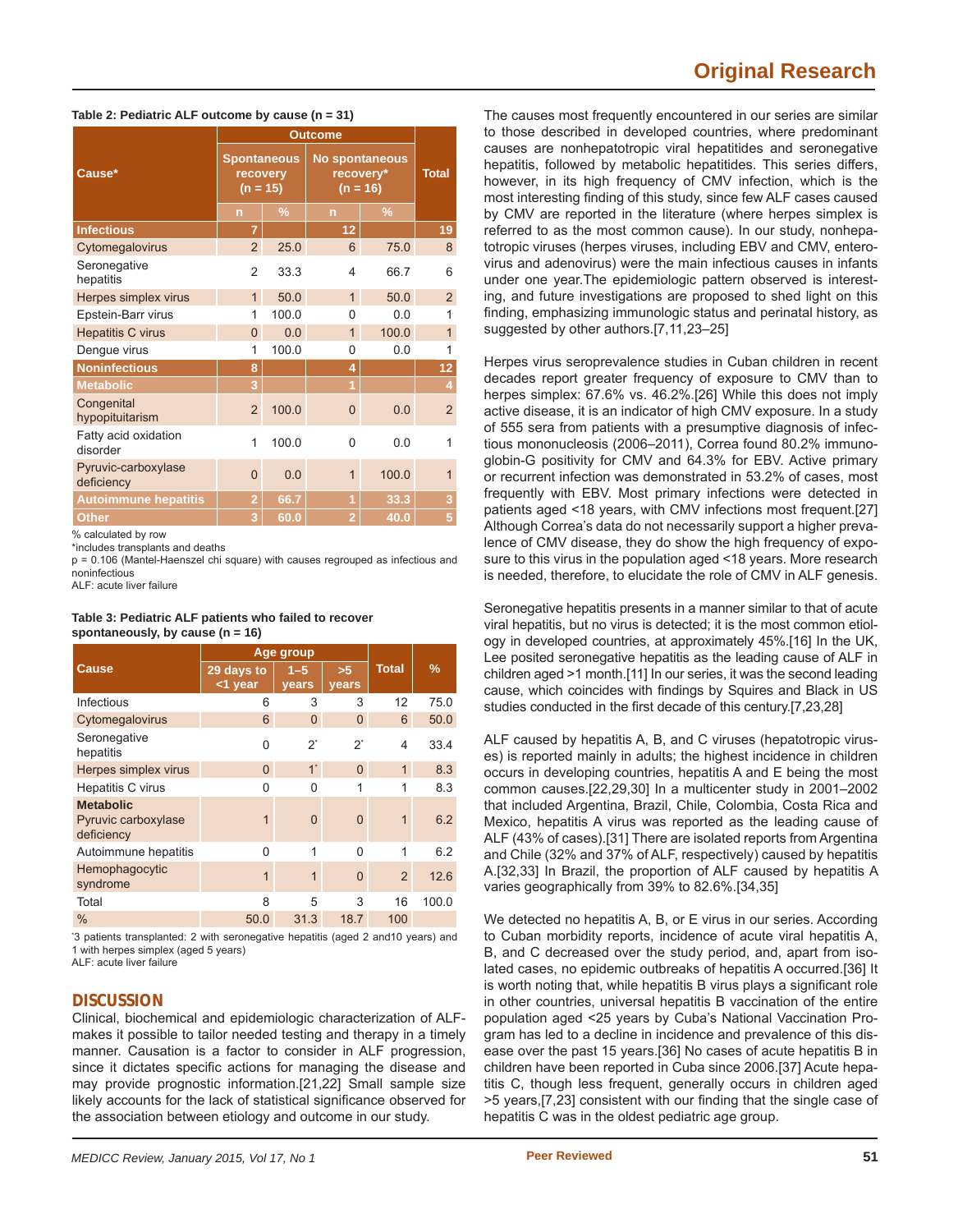**Table 2: Pediatric ALF outcome by cause (n = 31)**

| Cause* | Outcome | | | | Total |
|---|---|---|---|---|---|
| | Spontaneous recovery (n = 15) | | No spontaneous recovery* (n = 16) | | |
| | n | % | n | % | |
| **Infectious** | **7** | | **12** | | **19** |
| Cytomegalovirus | 2 | 25.0 | 6 | 75.0 | 8 |
| Seronegative hepatitis | 2 | 33.3 | 4 | 66.7 | 6 |
| Herpes simplex virus | 1 | 50.0 | 1 | 50.0 | 2 |
| Epstein-Barr virus | 1 | 100.0 | 0 | 0.0 | 1 |
| Hepatitis C virus | 0 | 0.0 | 1 | 100.0 | 1 |
| Dengue virus | 1 | 100.0 | 0 | 0.0 | 1 |
| **Noninfectious** | **8** | | **4** | | **12** |
| **Metabolic** | **3** | | **1** | | **4** |
| Congenital hypopituitarism | 2 | 100.0 | 0 | 0.0 | 2 |
| Fatty acid oxidation disorder | 1 | 100.0 | 0 | 0.0 | 1 |
| Pyruvic-carboxylase deficiency | 0 | 0.0 | 1 | 100.0 | 1 |
| **Autoimmune hepatitis** | **2** | **66.7** | **1** | **33.3** | **3** |
| **Other** | **3** | **60.0** | **2** | **40.0** | **5** |

% calculated by row
*includes transplants and deaths
p = 0.106 (Mantel-Haenszel chi square) with causes regrouped as infectious and noninfectious
ALF: acute liver failure

**Table 3: Pediatric ALF patients who failed to recover spontaneously, by cause (n = 16)**

| Cause | Age group | | | Total | % |
|---|---|---|---|---|---|
| | 29 days to <1 year | 1–5 years | >5 years | | |
| Infectious | 6 | 3 | 3 | 12 | 75.0 |
| Cytomegalovirus | 6 | 0 | 0 | 6 | 50.0 |
| Seronegative hepatitis | 0 | 2* | 2* | 4 | 33.4 |
| Herpes simplex virus | 0 | 1* | 0 | 1 | 8.3 |
| Hepatitis C virus | 0 | 0 | 1 | 1 | 8.3 |
| **Metabolic** Pyruvic carboxylase deficiency | 1 | 0 | 0 | 1 | 6.2 |
| Autoimmune hepatitis | 0 | 1 | 0 | 1 | 6.2 |
| Hemophagocytic syndrome | 1 | 1 | 0 | 2 | 12.6 |
| Total | 8 | 5 | 3 | 16 | 100.0 |
| % | 50.0 | 31.3 | 18.7 | 100 | |

*3 patients transplanted: 2 with seronegative hepatitis (aged 2 and10 years) and 1 with herpes simplex (aged 5 years)
ALF: acute liver failure

## DISCUSSION

Clinical, biochemical and epidemiologic characterization of ALF-makes it possible to tailor needed testing and therapy in a timely manner. Causation is a factor to consider in ALF progression, since it dictates specific actions for managing the disease and may provide prognostic information.[21,22] Small sample size likely accounts for the lack of statistical significance observed for the association between etiology and outcome in our study.

The causes most frequently encountered in our series are similar to those described in developed countries, where predominant causes are nonhepatotropic viral hepatitides and seronegative hepatitis, followed by metabolic hepatitis. This series differs, however, in its high frequency of CMV infection, which is the most interesting finding of this study, since few ALF cases caused by CMV are reported in the literature (where herpes simplex is referred to as the most common cause). In our study, nonhepatotropic viruses (herpes viruses, including EBV and CMV, enterovirus and adenovirus) were the main infectious causes in infants under one year.The epidemiologic pattern observed is interesting, and future investigations are proposed to shed light on this finding, emphasizing immunologic status and perinatal history, as suggested by other authors.[7,11,23–25]

Herpes virus seroprevalence studies in Cuban children in recent decades report greater frequency of exposure to CMV than to herpes simplex: 67.6% vs. 46.2%.[26] While this does not imply active disease, it is an indicator of high CMV exposure. In a study of 555 sera from patients with a presumptive diagnosis of infectious mononucleosis (2006–2011), Correa found 80.2% immunoglobin-G positivity for CMV and 64.3% for EBV. Active primary or recurrent infection was demonstrated in 53.2% of cases, most frequently with EBV. Most primary infections were detected in patients aged <18 years, with CMV infections most frequent.[27] Although Correa's data do not necessarily support a higher prevalence of CMV disease, they do show the high frequency of exposure to this virus in the population aged <18 years. More research is needed, therefore, to elucidate the role of CMV in ALF genesis.

Seronegative hepatitis presents in a manner similar to that of acute viral hepatitis, but no virus is detected; it is the most common etiology in developed countries, at approximately 45%.[16] In the UK, Lee posited seronegative hepatitis as the leading cause of ALF in children aged >1 month.[11] In our series, it was the second leading cause, which coincides with findings by Squires and Black in US studies conducted in the first decade of this century.[7,23,28]

ALF caused by hepatitis A, B, and C viruses (hepatotropic viruses) is reported mainly in adults; the highest incidence in children occurs in developing countries, hepatitis A and E being the most common causes.[22,29,30] In a multicenter study in 2001–2002 that included Argentina, Brazil, Chile, Colombia, Costa Rica and Mexico, hepatitis A virus was reported as the leading cause of ALF (43% of cases).[31] There are isolated reports from Argentina and Chile (32% and 37% of ALF, respectively) caused by hepatitis A.[32,33] In Brazil, the proportion of ALF caused by hepatitis A varies geographically from 39% to 82.6%.[34,35]

We detected no hepatitis A, B, or E virus in our series. According to Cuban morbidity reports, incidence of acute viral hepatitis A, B, and C decreased over the study period, and, apart from isolated cases, no epidemic outbreaks of hepatitis A occurred.[36] It is worth noting that, while hepatitis B virus plays a significant role in other countries, universal hepatitis B vaccination of the entire population aged <25 years by Cuba's National Vaccination Program has led to a decline in incidence and prevalence of this disease over the past 15 years.[36] No cases of acute hepatitis B in children have been reported in Cuba since 2006.[37] Acute hepatitis C, though less frequent, generally occurs in children aged >5 years,[7,23] consistent with our finding that the single case of hepatitis C was in the oldest pediatric age group.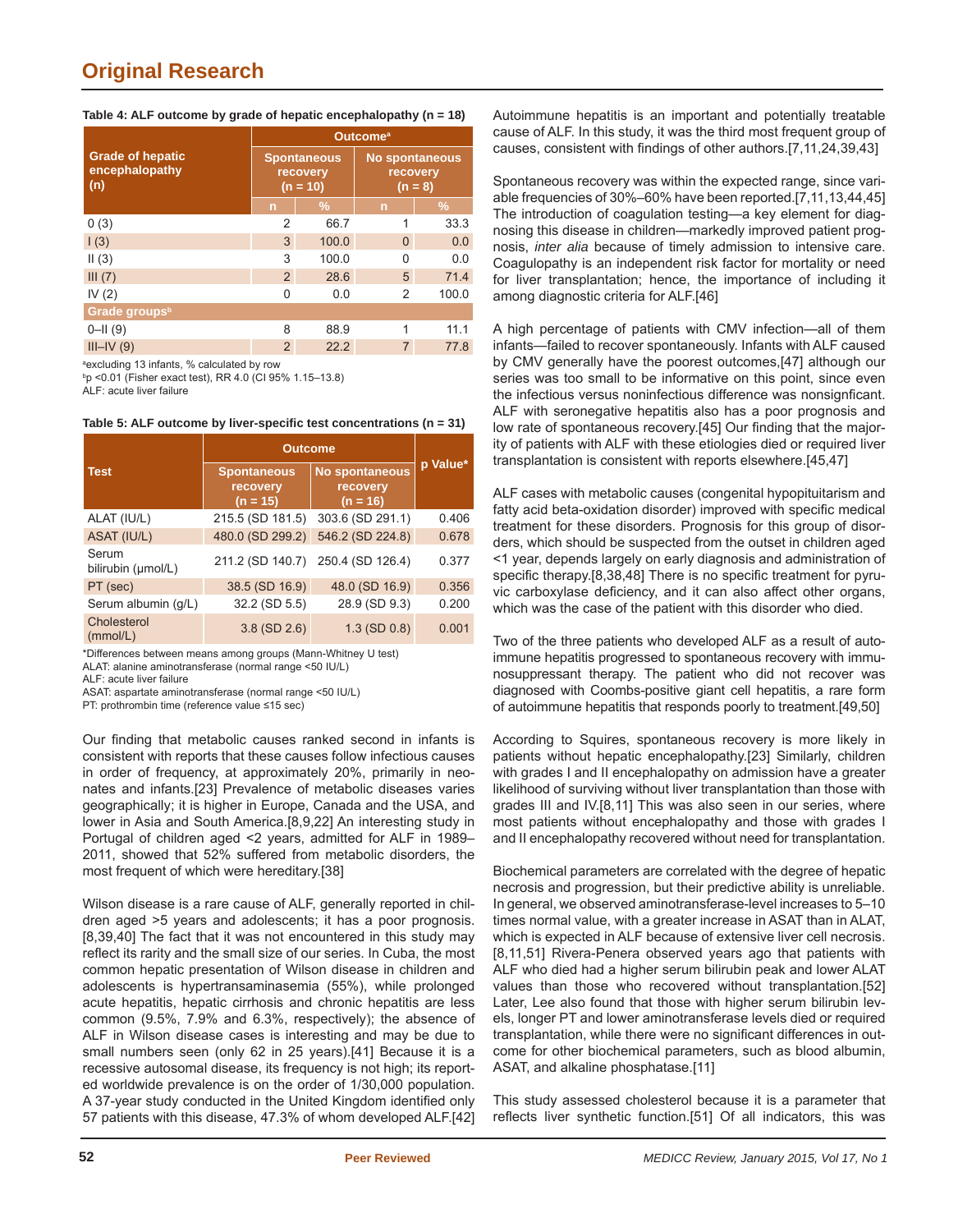**Table 4: ALF outcome by grade of hepatic encephalopathy (n = 18)**

| Grade of hepatic encephalopathy (n) | Outcome[a] | | | |
|---|---|---|---|---|
| | Spontaneous recovery (n = 10) | | No spontaneous recovery (n = 8) | |
| | n | % | n | % |
| 0 (3) | 2 | 66.7 | 1 | 33.3 |
| I (3) | 3 | 100.0 | 0 | 0.0 |
| II (3) | 3 | 100.0 | 0 | 0.0 |
| III (7) | 2 | 28.6 | 5 | 71.4 |
| IV (2) | 0 | 0.0 | 2 | 100.0 |
| **Grade groups[b]** | | | | |
| 0–II (9) | 8 | 88.9 | 1 | 11.1 |
| III–IV (9) | 2 | 22.2 | 7 | 77.8 |

[a]excluding 13 infants, % calculated by row
[b]p <0.01 (Fisher exact test), RR 4.0 (CI 95% 1.15–13.8)
ALF: acute liver failure

**Table 5: ALF outcome by liver-specific test concentrations (n = 31)**

| Test | Outcome | | p Value* |
|---|---|---|---|
| | Spontaneous recovery (n = 15) | No spontaneous recovery (n = 16) | |
| ALAT (IU/L) | 215.5 (SD 181.5) | 303.6 (SD 291.1) | 0.406 |
| ASAT (IU/L) | 480.0 (SD 299.2) | 546.2 (SD 224.8) | 0.678 |
| Serum bilirubin (µmol/L) | 211.2 (SD 140.7) | 250.4 (SD 126.4) | 0.377 |
| PT (sec) | 38.5 (SD 16.9) | 48.0 (SD 16.9) | 0.356 |
| Serum albumin (g/L) | 32.2 (SD 5.5) | 28.9 (SD 9.3) | 0.200 |
| Cholesterol (mmol/L) | 3.8 (SD 2.6) | 1.3 (SD 0.8) | 0.001 |

*Differences between means among groups (Mann-Whitney U test)
ALAT: alanine aminotransferase (normal range <50 IU/L)
ALF: acute liver failure
ASAT: aspartate aminotransferase (normal range <50 IU/L)
PT: prothrombin time (reference value ≤15 sec)

Our finding that metabolic causes ranked second in infants is consistent with reports that these causes follow infectious causes in order of frequency, at approximately 20%, primarily in neonates and infants.[23] Prevalence of metabolic diseases varies geographically; it is higher in Europe, Canada and the USA, and lower in Asia and South America.[8,9,22] An interesting study in Portugal of children aged <2 years, admitted for ALF in 1989–2011, showed that 52% suffered from metabolic disorders, the most frequent of which were hereditary.[38]

Wilson disease is a rare cause of ALF, generally reported in children aged >5 years and adolescents; it has a poor prognosis.[8,39,40] The fact that it was not encountered in this study may reflect its rarity and the small size of our series. In Cuba, the most common hepatic presentation of Wilson disease in children and adolescents is hypertransaminasemia (55%), while prolonged acute hepatitis, hepatic cirrhosis and chronic hepatitis are less common (9.5%, 7.9% and 6.3%, respectively); the absence of ALF in Wilson disease cases is interesting and may be due to small numbers seen (only 62 in 25 years).[41] Because it is a recessive autosomal disease, its frequency is not high; its reported worldwide prevalence is on the order of 1/30,000 population. A 37-year study conducted in the United Kingdom identified only 57 patients with this disease, 47.3% of whom developed ALF.[42]

Autoimmune hepatitis is an important and potentially treatable cause of ALF. In this study, it was the third most frequent group of causes, consistent with findings of other authors.[7,11,24,39,43]

Spontaneous recovery was within the expected range, since variable frequencies of 30%–60% have been reported.[7,11,13,44,45] The introduction of coagulation testing—a key element for diagnosing this disease in children—markedly improved patient prognosis, *inter alia* because of timely admission to intensive care. Coagulopathy is an independent risk factor for mortality or need for liver transplantation; hence, the importance of including it among diagnostic criteria for ALF.[46]

A high percentage of patients with CMV infection—all of them infants—failed to recover spontaneously. Infants with ALF caused by CMV generally have the poorest outcomes,[47] although our series was too small to be informative on this point, since even the infectious versus noninfectious difference was nonsignficant. ALF with seronegative hepatitis also has a poor prognosis and low rate of spontaneous recovery.[45] Our finding that the majority of patients with ALF with these etiologies died or required liver transplantation is consistent with reports elsewhere.[45,47]

ALF cases with metabolic causes (congenital hypopituitarism and fatty acid beta-oxidation disorder) improved with specific medical treatment for these disorders. Prognosis for this group of disorders, which should be suspected from the outset in children aged <1 year, depends largely on early diagnosis and administration of specific therapy.[8,38,48] There is no specific treatment for pyruvic carboxylase deficiency, and it can also affect other organs, which was the case of the patient with this disorder who died.

Two of the three patients who developed ALF as a result of autoimmune hepatitis progressed to spontaneous recovery with immunosuppressant therapy. The patient who did not recover was diagnosed with Coombs-positive giant cell hepatitis, a rare form of autoimmune hepatitis that responds poorly to treatment.[49,50]

According to Squires, spontaneous recovery is more likely in patients without hepatic encephalopathy.[23] Similarly, children with grades I and II encephalopathy on admission have a greater likelihood of surviving without liver transplantation than those with grades III and IV.[8,11] This was also seen in our series, where most patients without encephalopathy and those with grades I and II encephalopathy recovered without need for transplantation.

Biochemical parameters are correlated with the degree of hepatic necrosis and progression, but their predictive ability is unreliable. In general, we observed aminotransferase-level increases to 5–10 times normal value, with a greater increase in ASAT than in ALAT, which is expected in ALF because of extensive liver cell necrosis.[8,11,51] Rivera-Penera observed years ago that patients with ALF who died had a higher serum bilirubin peak and lower ALAT values than those who recovered without transplantation.[52] Later, Lee also found that those with higher serum bilirubin levels, longer PT and lower aminotransferase levels died or required transplantation, while there were no significant differences in outcome for other biochemical parameters, such as blood albumin, ASAT, and alkaline phosphatase.[11]

This study assessed cholesterol because it is a parameter that reflects liver synthetic function.[51] Of all indicators, this was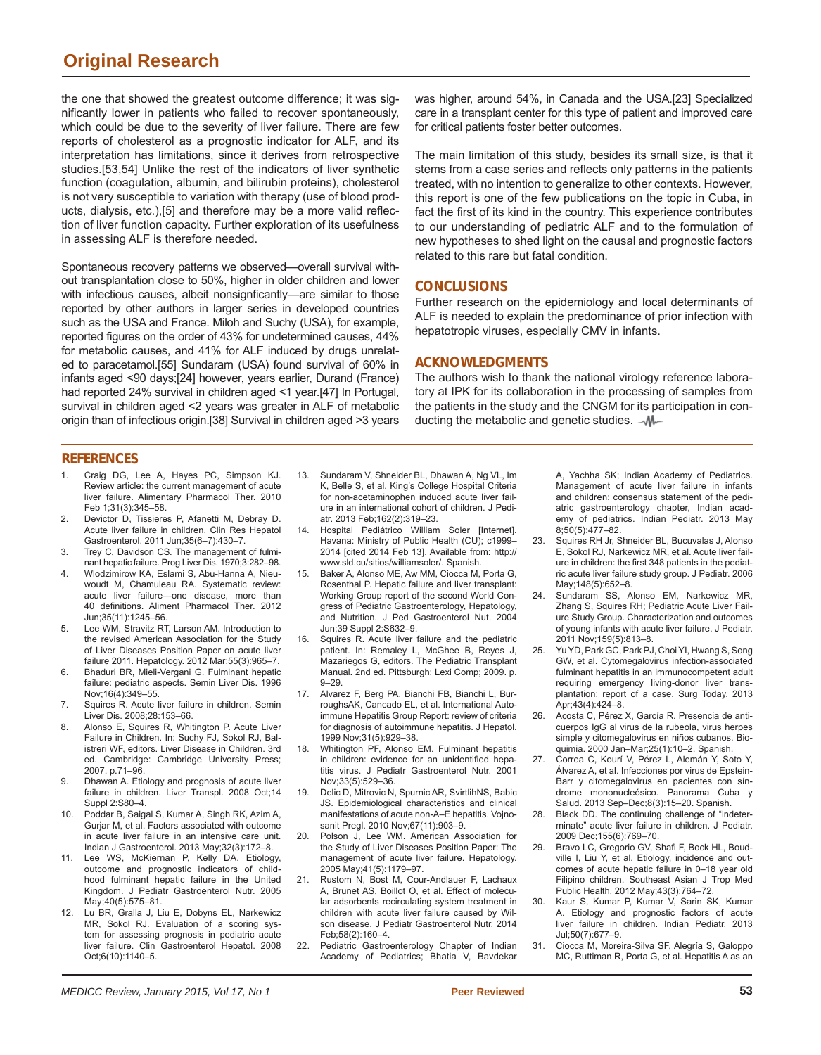the one that showed the greatest outcome difference; it was significantly lower in patients who failed to recover spontaneously, which could be due to the severity of liver failure. There are few reports of cholesterol as a prognostic indicator for ALF, and its interpretation has limitations, since it derives from retrospective studies.[53,54] Unlike the rest of the indicators of liver synthetic function (coagulation, albumin, and bilirubin proteins), cholesterol is not very susceptible to variation with therapy (use of blood products, dialysis, etc.),[5] and therefore may be a more valid reflection of liver function capacity. Further exploration of its usefulness in assessing ALF is therefore needed.

Spontaneous recovery patterns we observed—overall survival without transplantation close to 50%, higher in older children and lower with infectious causes, albeit nonsignficantly—are similar to those reported by other authors in larger series in developed countries such as the USA and France. Miloh and Suchy (USA), for example, reported figures on the order of 43% for undetermined causes, 44% for metabolic causes, and 41% for ALF induced by drugs unrelated to paracetamol.[55] Sundaram (USA) found survival of 60% in infants aged <90 days;[24] however, years earlier, Durand (France) had reported 24% survival in children aged <1 year.[47] In Portugal, survival in children aged <2 years was greater in ALF of metabolic origin than of infectious origin.[38] Survival in children aged >3 years was higher, around 54%, in Canada and the USA.[23] Specialized care in a transplant center for this type of patient and improved care for critical patients foster better outcomes.

The main limitation of this study, besides its small size, is that it stems from a case series and reflects only patterns in the patients treated, with no intention to generalize to other contexts. However, this report is one of the few publications on the topic in Cuba, in fact the first of its kind in the country. This experience contributes to our understanding of pediatric ALF and to the formulation of new hypotheses to shed light on the causal and prognostic factors related to this rare but fatal condition.

## CONCLUSIONS

Further research on the epidemiology and local determinants of ALF is needed to explain the predominance of prior infection with hepatotropic viruses, especially CMV in infants.

## ACKNOWLEDGMENTS

The authors wish to thank the national virology reference laboratory at IPK for its collaboration in the processing of samples from the patients in the study and the CNGM for its participation in conducting the metabolic and genetic studies.

## REFERENCES

1. Craig DG, Lee A, Hayes PC, Simpson KJ. Review article: the current management of acute liver failure. Alimentary Pharmacol Ther. 2010 Feb 1;31(3):345–58.
2. Devictor D, Tissieres P, Afanetti M, Debray D. Acute liver failure in children. Clin Res Hepatol Gastroenterol. 2011 Jun;35(6–7):430–7.
3. Trey C, Davidson CS. The management of fulminant hepatic failure. Prog Liver Dis. 1970;3:282–98.
4. Wlodzimirow KA, Eslami S, Abu-Hanna A, Nieuwoudt M, Chamuleau RA. Systematic review: acute liver failure—one disease, more than 40 definitions. Aliment Pharmacol Ther. 2012 Jun;35(11):1245–56.
5. Lee WM, Stravitz RT, Larson AM. Introduction to the revised American Association for the Study of Liver Diseases Position Paper on acute liver failure 2011. Hepatology. 2012 Mar;55(3):965–7.
6. Bhaduri BR, Mieli-Vergani G. Fulminant hepatic failure: pediatric aspects. Semin Liver Dis. 1996 Nov;16(4):349–55.
7. Squires R. Acute liver failure in children. Semin Liver Dis. 2008;28:153–66.
8. Alonso E, Squires R, Whitington P. Acute Liver Failure in Children. In: Suchy FJ, Sokol RJ, Balistreri WF, editors. Liver Disease in Children. 3rd ed. Cambridge: Cambridge University Press; 2007. p.71–96.
9. Dhawan A. Etiology and prognosis of acute liver failure in children. Liver Transpl. 2008 Oct;14 Suppl 2:S80–4.
10. Poddar B, Saigal S, Kumar A, Singh RK, Azim A, Gurjar M, et al. Factors associated with outcome in acute liver failure in an intensive care unit. Indian J Gastroenterol. 2013 May;32(3):172–8.
11. Lee WS, McKiernan P, Kelly DA. Etiology, outcome and prognostic indicators of childhood fulminant hepatic failure in the United Kingdom. J Pediatr Gastroenterol Nutr. 2005 May;40(5):575–81.
12. Lu BR, Gralla J, Liu E, Dobyns EL, Narkewicz MR, Sokol RJ. Evaluation of a scoring system for assessing prognosis in pediatric acute liver failure. Clin Gastroenterol Hepatol. 2008 Oct;6(10):1140–5.
13. Sundaram V, Shneider BL, Dhawan A, Ng VL, Im K, Belle S, et al. King's College Hospital Criteria for non-acetaminophen induced acute liver failure in an international cohort of children. J Pediatr. 2013 Feb;162(2):319–23.
14. Hospital Pediátrico William Soler [Internet]. Havana: Ministry of Public Health (CU); c1999–2014 [cited 2014 Feb 13]. Available from: http://www.sld.cu/sitios/williamsoler/. Spanish.
15. Baker A, Alonso ME, Aw MM, Ciocca M, Porta G, Rosenthal P. Hepatic failure and liver transplant: Working Group report of the second World Congress of Pediatric Gastroenterology, Hepatology, and Nutrition. J Ped Gastroenterol Nut. 2004 Jun;39 Suppl 2:S632–9.
16. Squires R. Acute liver failure and the pediatric patient. In: Remaley L, McGhee B, Reyes J, Mazariegos G, editors. The Pediatric Transplant Manual. 2nd ed. Pittsburgh: Lexi Comp; 2009. p. 9–29.
17. Alvarez F, Berg PA, Bianchi FB, Bianchi L, BurroughsAK, Cancado EL, et al. International Autoimmune Hepatitis Group Report: review of criteria for diagnosis of autoimmune hepatitis. J Hepatol. 1999 Nov;31(5):929–38.
18. Whitington PF, Alonso EM. Fulminant hepatitis in children: evidence for an unidentified hepatitis virus. J Pediatr Gastroenterol Nutr. 2001 Nov;33(5):529–36.
19. Delic D, Mitrovic N, Spurnic AR, SvirtlihNS, Babic JS. Epidemiological characteristics and clinical manifestations of acute non-A–E hepatitis. Vojnosanit Pregl. 2010 Nov;67(11):903–9.
20. Polson J, Lee WM. American Association for the Study of Liver Diseases Position Paper: The management of acute liver failure. Hepatology. 2005 May;41(5):1179–97.
21. Rustom N, Bost M, Cour-Andlauer F, Lachaux A, Brunet AS, Boillot O, et al. Effect of molecular adsorbents recirculating system treatment in children with acute liver failure caused by Wilson disease. J Pediatr Gastroenterol Nutr. 2014 Feb;58(2):160–4.
22. Pediatric Gastroenterology Chapter of Indian Academy of Pediatrics; Bhatia V, Bavdekar A, Yachha SK; Indian Academy of Pediatrics. Management of acute liver failure in infants and children: consensus statement of the pediatric gastroenterology chapter, Indian academy of pediatrics. Indian Pediatr. 2013 May 8;50(5):477–82.
23. Squires RH Jr, Shneider BL, Bucuvalas J, Alonso E, Sokol RJ, Narkewicz MR, et al. Acute liver failure in children: the first 348 patients in the pediatric acute liver failure study group. J Pediatr. 2006 May;148(5):652–8.
24. Sundaram SS, Alonso EM, Narkewicz MR, Zhang S, Squires RH; Pediatric Acute Liver Failure Study Group. Characterization and outcomes of young infants with acute liver failure. J Pediatr. 2011 Nov;159(5):813–8.
25. Yu YD, Park GC, Park PJ, Choi YI, Hwang S, Song GW, et al. Cytomegalovirus infection-associated fulminant hepatitis in an immunocompetent adult requiring emergency living-donor liver transplantation: report of a case. Surg Today. 2013 Apr;43(4):424–8.
26. Acosta C, Pérez X, García R. Presencia de anticuerpos IgG al virus de la rubeola, virus herpes simple y citomegalovirus en niños cubanos. Bioquimia. 2000 Jan–Mar;25(1):10–2. Spanish.
27. Correa C, Kourí V, Pérez L, Alemán Y, Soto Y, Álvarez A, et al. Infecciones por virus de Epstein-Barr y citomegalovirus en pacientes con síndrome mononucleósico. Panorama Cuba y Salud. 2013 Sep–Dec;8(3):15–20. Spanish.
28. Black DD. The continuing challenge of "indeterminate" acute liver failure in children. J Pediatr. 2009 Dec;155(6):769–70.
29. Bravo LC, Gregorio GV, Shafi F, Bock HL, Boudville I, Liu Y, et al. Etiology, incidence and outcomes of acute hepatic failure in 0–18 year old Filipino children. Southeast Asian J Trop Med Public Health. 2012 May;43(3):764–72.
30. Kaur S, Kumar P, Kumar V, Sarin SK, Kumar A. Etiology and prognostic factors of acute liver failure in children. Indian Pediatr. 2013 Jul;50(7):677–9.
31. Ciocca M, Moreira-Silva SF, Alegría S, Galoppo MC, Ruttiman R, Porta G, et al. Hepatitis A as an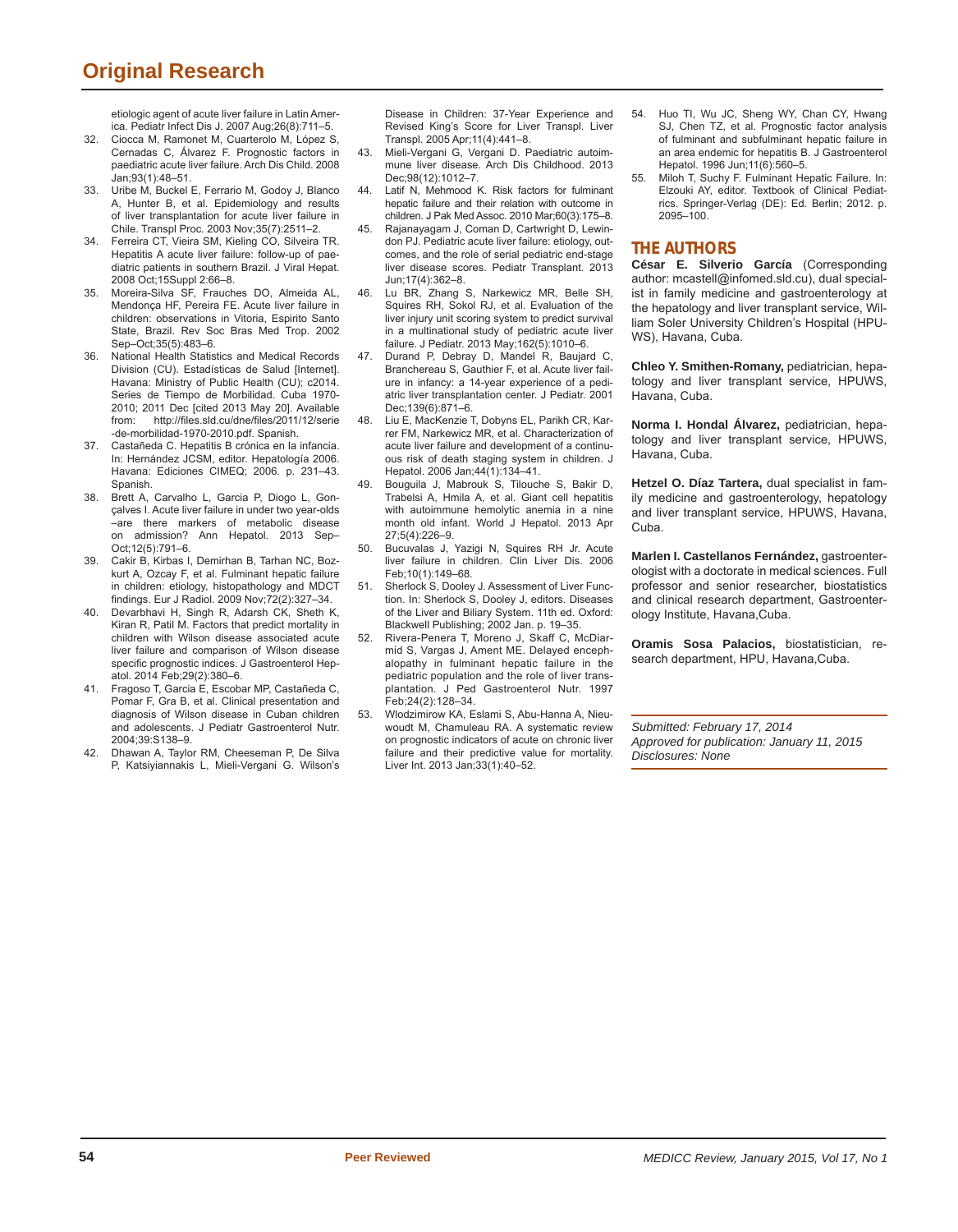etiologic agent of acute liver failure in Latin America. Pediatr Infect Dis J. 2007 Aug;26(8):711–5.

32. Ciocca M, Ramonet M, Cuarterolo M, López S, Cernadas C, Álvarez F. Prognostic factors in paediatric acute liver failure. Arch Dis Child. 2008 Jan;93(1):48–51.
33. Uribe M, Buckel E, Ferrario M, Godoy J, Blanco A, Hunter B, et al. Epidemiology and results of liver transplantation for acute liver failure in Chile. Transpl Proc. 2003 Nov;35(7):2511–2.
34. Ferreira CT, Vieira SM, Kieling CO, Silveira TR. Hepatitis A acute liver failure: follow-up of paediatric patients in southern Brazil. J Viral Hepat. 2008 Oct;15Suppl 2:66–8.
35. Moreira-Silva SF, Frauches DO, Almeida AL, Mendonça HF, Pereira FE. Acute liver failure in children: observations in Vitoria, Espirito Santo State, Brazil. Rev Soc Bras Med Trop. 2002 Sep–Oct;35(5):483–6.
36. National Health Statistics and Medical Records Division (CU). Estadísticas de Salud [Internet]. Havana: Ministry of Public Health (CU); c2014. Series de Tiempo de Morbilidad. Cuba 1970-2010; 2011 Dec [cited 2013 May 20]. Available from: http://files.sld.cu/dne/files/2011/12/serie-de-morbilidad-1970-2010.pdf. Spanish.
37. Castañeda C. Hepatitis B crónica en la infancia. In: Hernández JCSM, editor. Hepatología 2006. Havana: Ediciones CIMEQ; 2006. p. 231–43. Spanish.
38. Brett A, Carvalho L, Garcia P, Diogo L, Gonçalves I. Acute liver failure in under two year-olds –are there markers of metabolic disease on admission? Ann Hepatol. 2013 Sep–Oct;12(5):791–6.
39. Cakir B, Kirbas I, Demirhan B, Tarhan NC, Bozkurt A, Ozcay F, et al. Fulminant hepatic failure in children: etiology, histopathology and MDCT findings. Eur J Radiol. 2009 Nov;72(2):327–34.
40. Devarbhavi H, Singh R, Adarsh CK, Sheth K, Kiran R, Patil M. Factors that predict mortality in children with Wilson disease associated acute liver failure and comparison of Wilson disease specific prognostic indices. J Gastroenterol Hepatol. 2014 Feb;29(2):380–6.
41. Fragoso T, Garcia E, Escobar MP, Castañeda C, Pomar F, Gra B, et al. Clinical presentation and diagnosis of Wilson disease in Cuban children and adolescents. J Pediatr Gastroenterol Nutr. 2004;39:S138–9.
42. Dhawan A, Taylor RM, Cheeseman P, De Silva P, Katsiyiannakis L, Mieli-Vergani G. Wilson's Disease in Children: 37-Year Experience and Revised King's Score for Liver Transpl. Liver Transpl. 2005 Apr;11(4):441–8.
43. Mieli-Vergani G, Vergani D. Paediatric autoimmune liver disease. Arch Dis Childhood. 2013 Dec;98(12):1012–7.
44. Latif N, Mehmood K. Risk factors for fulminant hepatic failure and their relation with outcome in children. J Pak Med Assoc. 2010 Mar;60(3):175–8.
45. Rajanayagam J, Coman D, Cartwright D, Lewindon PJ. Pediatric acute liver failure: etiology, outcomes, and the role of serial pediatric end-stage liver disease scores. Pediatr Transplant. 2013 Jun;17(4):362–8.
46. Lu BR, Zhang S, Narkewicz MR, Belle SH, Squires RH, Sokol RJ, et al. Evaluation of the liver injury unit scoring system to predict survival in a multinational study of pediatric acute liver failure. J Pediatr. 2013 May;162(5):1010–6.
47. Durand P, Debray D, Mandel R, Baujard C, Branchereau S, Gauthier F, et al. Acute liver failure in infancy: a 14-year experience of a pediatric liver transplantation center. J Pediatr. 2001 Dec;139(6):871–6.
48. Liu E, MacKenzie T, Dobyns EL, Parikh CR, Karrer FM, Narkewicz MR, et al. Characterization of acute liver failure and development of a continuous risk of death staging system in children. J Hepatol. 2006 Jan;44(1):134–41.
49. Bouguila J, Mabrouk S, Tilouche S, Bakir D, Trabelsi A, Hmila A, et al. Giant cell hepatitis with autoimmune hemolytic anemia in a nine month old infant. World J Hepatol. 2013 Apr 27;5(4):226–9.
50. Bucuvalas J, Yazigi N, Squires RH Jr. Acute liver failure in children. Clin Liver Dis. 2006 Feb;10(1):149–68.
51. Sherlock S, Dooley J. Assessment of Liver Function. In: Sherlock S, Dooley J, editors. Diseases of the Liver and Biliary System. 11th ed. Oxford: Blackwell Publishing; 2002 Jan. p. 19–35.
52. Rivera-Penera T, Moreno J, Skaff C, McDiarmid S, Vargas J, Ament ME. Delayed encephalopathy in fulminant hepatic failure in the pediatric population and the role of liver transplantation. J Ped Gastroenterol Nutr. 1997 Feb;24(2):128–34.
53. Wlodzimirow KA, Eslami S, Abu-Hanna A, Nieuwoudt M, Chamuleau RA. A systematic review on prognostic indicators of acute on chronic liver failure and their predictive value for mortality. Liver Int. 2013 Jan;33(1):40–52.
54. Huo TI, Wu JC, Sheng WY, Chan CY, Hwang SJ, Chen TZ, et al. Prognostic factor analysis of fulminant and subfulminant hepatic failure in an area endemic for hepatitis B. J Gastroenterol Hepatol. 1996 Jun;11(6):560–5.
55. Miloh T, Suchy F. Fulminant Hepatic Failure. In: Elzouki AY, editor. Textbook of Clinical Pediatrics. Springer-Verlag (DE): Ed. Berlin; 2012. p. 2095–100.

## THE AUTHORS

**César E. Silverio García** (Corresponding author: mcastell@infomed.sld.cu), dual specialist in family medicine and gastroenterology at the hepatology and liver transplant service, William Soler University Children's Hospital (HPUWS), Havana, Cuba.

**Chleo Y. Smithen-Romany,** pediatrician, hepatology and liver transplant service, HPUWS, Havana, Cuba.

**Norma I. Hondal Álvarez,** pediatrician, hepatology and liver transplant service, HPUWS, Havana, Cuba.

**Hetzel O. Díaz Tartera,** dual specialist in family medicine and gastroenterology, hepatology and liver transplant service, HPUWS, Havana, Cuba.

**Marlen I. Castellanos Fernández,** gastroenterologist with a doctorate in medical sciences. Full professor and senior researcher, biostatistics and clinical research department, Gastroenterology Institute, Havana,Cuba.

**Oramis Sosa Palacios,** biostatistician, research department, HPU, Havana,Cuba.

*Submitted: February 17, 2014*
*Approved for publication: January 11, 2015*
*Disclosures: None*